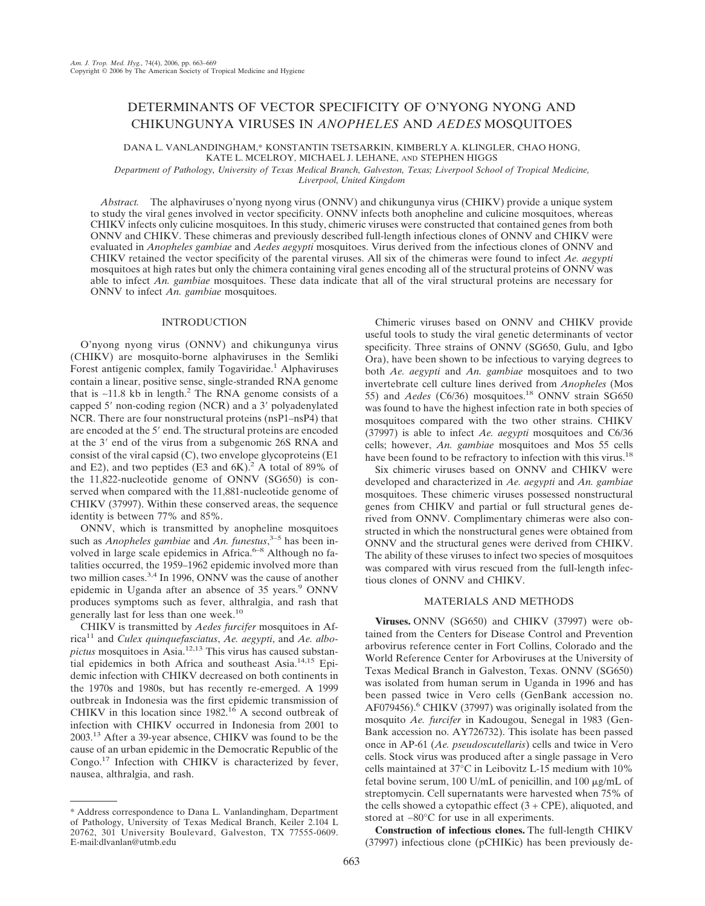# DETERMINANTS OF VECTOR SPECIFICITY OF O'NYONG NYONG AND CHIKUNGUNYA VIRUSES IN *ANOPHELES* AND *AEDES* MOSQUITOES

DANA L. VANLANDINGHAM,* KONSTANTIN TSETSARKIN, KIMBERLY A. KLINGLER, CHAO HONG, KATE L. MCELROY, MICHAEL J. LEHANE, AND STEPHEN HIGGS

*Department of Pathology, University of Texas Medical Branch, Galveston, Texas; Liverpool School of Tropical Medicine, Liverpool, United Kingdom*

*Abstract.* The alphaviruses o'nyong nyong virus (ONNV) and chikungunya virus (CHIKV) provide a unique system to study the viral genes involved in vector specificity. ONNV infects both anopheline and culicine mosquitoes, whereas CHIKV infects only culicine mosquitoes. In this study, chimeric viruses were constructed that contained genes from both ONNV and CHIKV. These chimeras and previously described full-length infectious clones of ONNV and CHIKV were evaluated in *Anopheles gambiae* and *Aedes aegypti* mosquitoes. Virus derived from the infectious clones of ONNV and CHIKV retained the vector specificity of the parental viruses. All six of the chimeras were found to infect *Ae. aegypti* mosquitoes at high rates but only the chimera containing viral genes encoding all of the structural proteins of ONNV was able to infect *An. gambiae* mosquitoes. These data indicate that all of the viral structural proteins are necessary for ONNV to infect *An. gambiae* mosquitoes.

## INTRODUCTION

O'nyong nyong virus (ONNV) and chikungunya virus (CHIKV) are mosquito-borne alphaviruses in the Semliki Forest antigenic complex, family Togaviridae.[1] Alphaviruses contain a linear, positive sense, single-stranded RNA genome that is ~11.8 kb in length.[2] The RNA genome consists of a capped 5′ non-coding region (NCR) and a 3′ polyadenylated NCR. There are four nonstructural proteins (nsP1–nsP4) that are encoded at the 5′ end. The structural proteins are encoded at the 3′ end of the virus from a subgenomic 26S RNA and consist of the viral capsid (C), two envelope glycoproteins (E1 and E2), and two peptides (E3 and 6K).[2] A total of 89% of the 11,822-nucleotide genome of ONNV (SG650) is conserved when compared with the 11,881-nucleotide genome of CHIKV (37997). Within these conserved areas, the sequence identity is between 77% and 85%.

ONNV, which is transmitted by anopheline mosquitoes such as *Anopheles gambiae* and *An. funestus*,[3–5] has been involved in large scale epidemics in Africa.[6–8] Although no fatalities occurred, the 1959–1962 epidemic involved more than two million cases.[3,4] In 1996, ONNV was the cause of another epidemic in Uganda after an absence of 35 years.[9] ONNV produces symptoms such as fever, althralgia, and rash that generally last for less than one week.[10]

CHIKV is transmitted by *Aedes furcifer* mosquitoes in Africa[11] and *Culex quinquefasciatus*, *Ae. aegypti*, and *Ae. albopictus* mosquitoes in Asia.[12,13] This virus has caused substantial epidemics in both Africa and southeast Asia.[14,15] Epidemic infection with CHIKV decreased on both continents in the 1970s and 1980s, but has recently re-emerged. A 1999 outbreak in Indonesia was the first epidemic transmission of CHIKV in this location since 1982.[16] A second outbreak of infection with CHIKV occurred in Indonesia from 2001 to 2003.[13] After a 39-year absence, CHIKV was found to be the cause of an urban epidemic in the Democratic Republic of the Congo.[17] Infection with CHIKV is characterized by fever, nausea, althralgia, and rash.

Chimeric viruses based on ONNV and CHIKV provide useful tools to study the viral genetic determinants of vector specificity. Three strains of ONNV (SG650, Gulu, and Igbo Ora), have been shown to be infectious to varying degrees to both *Ae. aegypti* and *An. gambiae* mosquitoes and to two invertebrate cell culture lines derived from *Anopheles* (Mos 55) and *Aedes* (C6/36) mosquitoes.[18] ONNV strain SG650 was found to have the highest infection rate in both species of mosquitoes compared with the two other strains. CHIKV (37997) is able to infect *Ae. aegypti* mosquitoes and C6/36 cells; however, *An. gambiae* mosquitoes and Mos 55 cells have been found to be refractory to infection with this virus.[18]

Six chimeric viruses based on ONNV and CHIKV were developed and characterized in *Ae. aegypti* and *An. gambiae* mosquitoes. These chimeric viruses possessed nonstructural genes from CHIKV and partial or full structural genes derived from ONNV. Complimentary chimeras were also constructed in which the nonstructural genes were obtained from ONNV and the structural genes were derived from CHIKV. The ability of these viruses to infect two species of mosquitoes was compared with virus rescued from the full-length infectious clones of ONNV and CHIKV.

## MATERIALS AND METHODS

**Viruses.** ONNV (SG650) and CHIKV (37997) were obtained from the Centers for Disease Control and Prevention arbovirus reference center in Fort Collins, Colorado and the World Reference Center for Arboviruses at the University of Texas Medical Branch in Galveston, Texas. ONNV (SG650) was isolated from human serum in Uganda in 1996 and has been passed twice in Vero cells (GenBank accession no. AF079456).[6] CHIKV (37997) was originally isolated from the mosquito *Ae. furcifer* in Kadougou, Senegal in 1983 (GenBank accession no. AY726732). This isolate has been passed once in AP-61 (*Ae. pseudoscutellaris*) cells and twice in Vero cells. Stock virus was produced after a single passage in Vero cells maintained at 37°C in Leibovitz L-15 medium with 10% fetal bovine serum, 100 U/mL of penicillin, and 100 μg/mL of streptomycin. Cell supernatants were harvested when 75% of the cells showed a cytopathic effect (3 + CPE), aliquoted, and stored at –80°C for use in all experiments.

**Construction of infectious clones.** The full-length CHIKV (37997) infectious clone (pCHIKic) has been previously de-

\* Address correspondence to Dana L. Vanlandingham, Department of Pathology, University of Texas Medical Branch, Keiler 2.104 L 20762, 301 University Boulevard, Galveston, TX 77555-0609. E-mail:dlvanlan@utmb.edu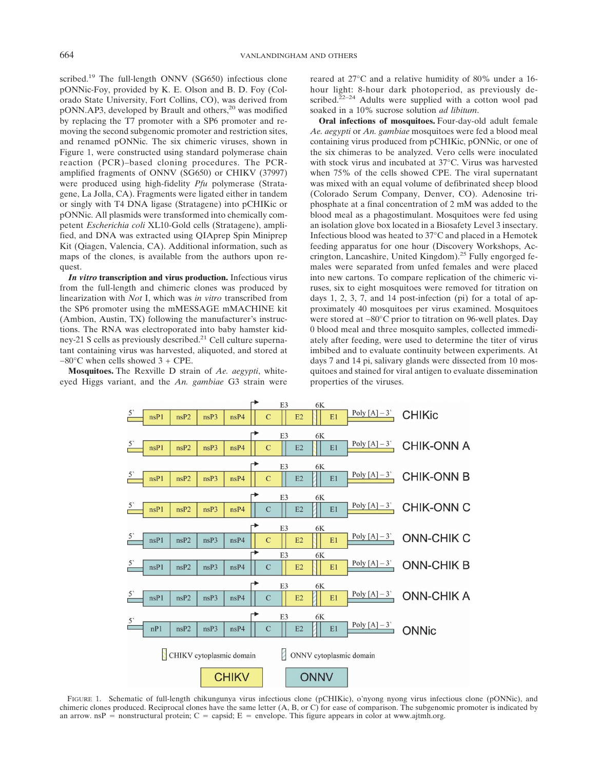scribed.[19] The full-length ONNV (SG650) infectious clone pONNic-Foy, provided by K. E. Olson and B. D. Foy (Colorado State University, Fort Collins, CO), was derived from pONN.AP3, developed by Brault and others,[20] was modified by replacing the T7 promoter with a SP6 promoter and removing the second subgenomic promoter and restriction sites, and renamed pONNic. The six chimeric viruses, shown in Figure 1, were constructed using standard polymerase chain reaction (PCR)–based cloning procedures. The PCR-amplified fragments of ONNV (SG650) or CHIKV (37997) were produced using high-fidelity *Pfu* polymerase (Stratagene, La Jolla, CA). Fragments were ligated either in tandem or singly with T4 DNA ligase (Stratagene) into pCHIKic or pONNic. All plasmids were transformed into chemically competent *Escherichia coli* XL10-Gold cells (Stratagene), amplified, and DNA was extracted using QIAprep Spin Miniprep Kit (Qiagen, Valencia, CA). Additional information, such as maps of the clones, is available from the authors upon request.

***In vitro* transcription and virus production.** Infectious virus from the full-length and chimeric clones was produced by linearization with *Not* I, which was *in vitro* transcribed from the SP6 promoter using the mMESSAGE mMACHINE kit (Ambion, Austin, TX) following the manufacturer's instructions. The RNA was electroporated into baby hamster kidney-21 S cells as previously described.[21] Cell culture supernatant containing virus was harvested, aliquoted, and stored at −80°C when cells showed 3 + CPE.

**Mosquitoes.** The Rexville D strain of *Ae. aegypti*, white-eyed Higgs variant, and the *An. gambiae* G3 strain were reared at 27°C and a relative humidity of 80% under a 16-hour light: 8-hour dark photoperiod, as previously described.[22–24] Adults were supplied with a cotton wool pad soaked in a 10% sucrose solution *ad libitum*.

**Oral infections of mosquitoes.** Four-day-old adult female *Ae. aegypti* or *An. gambiae* mosquitoes were fed a blood meal containing virus produced from pCHIKic, pONNic, or one of the six chimeras to be analyzed. Vero cells were inoculated with stock virus and incubated at 37°C. Virus was harvested when 75% of the cells showed CPE. The viral supernatant was mixed with an equal volume of defibrinated sheep blood (Colorado Serum Company, Denver, CO). Adenosine triphosphate at a final concentration of 2 mM was added to the blood meal as a phagostimulant. Mosquitoes were fed using an isolation glove box located in a Biosafety Level 3 insectary. Infectious blood was heated to 37°C and placed in a Hemotek feeding apparatus for one hour (Discovery Workshops, Accrington, Lancashire, United Kingdom).[25] Fully engorged females were separated from unfed females and were placed into new cartons. To compare replication of the chimeric viruses, six to eight mosquitoes were removed for titration on days 1, 2, 3, 7, and 14 post-infection (pi) for a total of approximately 40 mosquitoes per virus examined. Mosquitoes were stored at −80°C prior to titration on 96-well plates. Day 0 blood meal and three mosquito samples, collected immediately after feeding, were used to determine the titer of virus imbibed and to evaluate continuity between experiments. At days 7 and 14 pi, salivary glands were dissected from 10 mosquitoes and stained for viral antigen to evaluate dissemination properties of the viruses.

FIGURE 1. Schematic of full-length chikungunya virus infectious clone (pCHIKic), o'nyong nyong virus infectious clone (pONNic), and chimeric clones produced. Reciprocal clones have the same letter (A, B, or C) for ease of comparison. The subgenomic promoter is indicated by an arrow. nsP = nonstructural protein; C = capsid; E = envelope. This figure appears in color at www.ajtmh.org.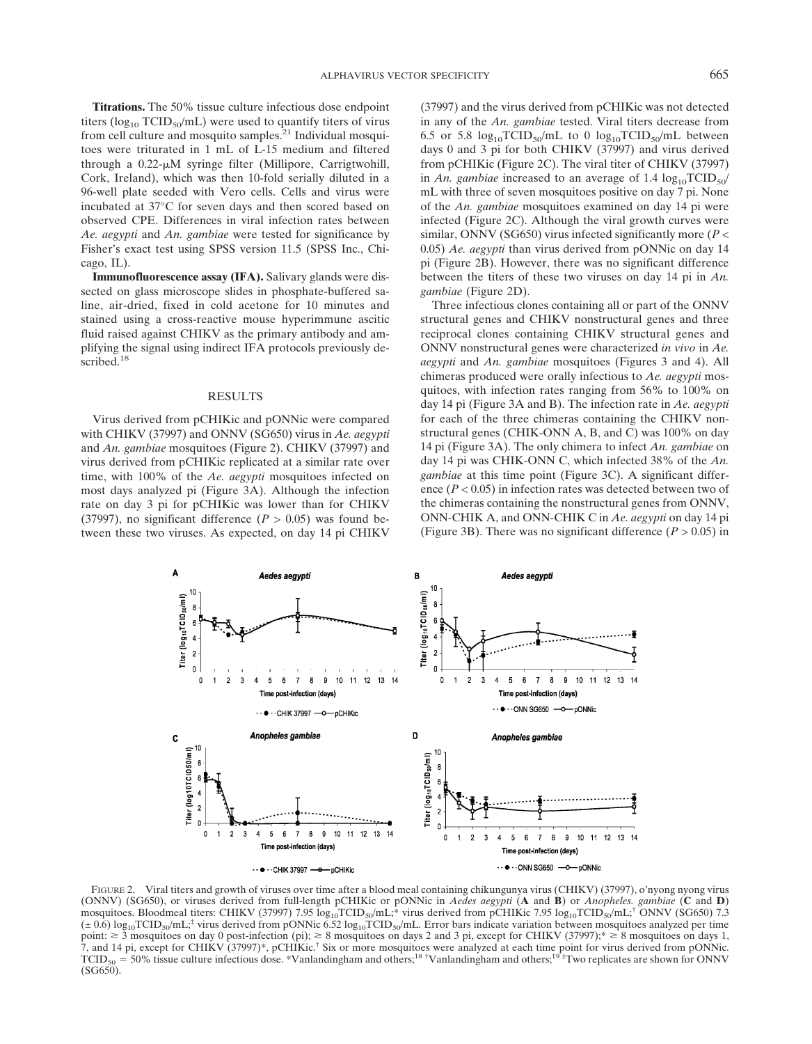**Titrations.** The 50% tissue culture infectious dose endpoint titers ($\log_{10}$ $TCID_{50}$/mL) were used to quantify titers of virus from cell culture and mosquito samples.[21] Individual mosquitoes were triturated in 1 mL of L-15 medium and filtered through a 0.22-μM syringe filter (Millipore, Carrigtwohill, Cork, Ireland), which was then 10-fold serially diluted in a 96-well plate seeded with Vero cells. Cells and virus were incubated at 37°C for seven days and then scored based on observed CPE. Differences in viral infection rates between *Ae. aegypti* and *An. gambiae* were tested for significance by Fisher's exact test using SPSS version 11.5 (SPSS Inc., Chicago, IL).

**Immunofluorescence assay (IFA).** Salivary glands were dissected on glass microscope slides in phosphate-buffered saline, air-dried, fixed in cold acetone for 10 minutes and stained using a cross-reactive mouse hyperimmune ascitic fluid raised against CHIKV as the primary antibody and amplifying the signal using indirect IFA protocols previously described.[18]

## RESULTS

Virus derived from pCHIKic and pONNic were compared with CHIKV (37997) and ONNV (SG650) virus in *Ae. aegypti* and *An. gambiae* mosquitoes (Figure 2). CHIKV (37997) and virus derived from pCHIKic replicated at a similar rate over time, with 100% of the *Ae. aegypti* mosquitoes infected on most days analyzed pi (Figure 3A). Although the infection rate on day 3 pi for pCHIKic was lower than for CHIKV (37997), no significant difference ($P > 0.05$) was found between these two viruses. As expected, on day 14 pi CHIKV (37997) and the virus derived from pCHIKic was not detected in any of the *An. gambiae* tested. Viral titers decrease from 6.5 or 5.8 $\log_{10}TCID_{50}$/mL to 0 $\log_{10}TCID_{50}$/mL between days 0 and 3 pi for both CHIKV (37997) and virus derived from pCHIKic (Figure 2C). The viral titer of CHIKV (37997) in *An. gambiae* increased to an average of 1.4 $\log_{10}TCID_{50}$/mL with three of seven mosquitoes positive on day 7 pi. None of the *An. gambiae* mosquitoes examined on day 14 pi were infected (Figure 2C). Although the viral growth curves were similar, ONNV (SG650) virus infected significantly more ($P < 0.05$) *Ae. aegypti* than virus derived from pONNic on day 14 pi (Figure 2B). However, there was no significant difference between the titers of these two viruses on day 14 pi in *An. gambiae* (Figure 2D).

Three infectious clones containing all or part of the ONNV structural genes and CHIKV nonstructural genes and three reciprocal clones containing CHIKV structural genes and ONNV nonstructural genes were characterized *in vivo* in *Ae. aegypti* and *An. gambiae* mosquitoes (Figures 3 and 4). All chimeras produced were orally infectious to *Ae. aegypti* mosquitoes, with infection rates ranging from 56% to 100% on day 14 pi (Figure 3A and B). The infection rate in *Ae. aegypti* for each of the three chimeras containing the CHIKV nonstructural genes (CHIK-ONN A, B, and C) was 100% on day 14 pi (Figure 3A). The only chimera to infect *An. gambiae* on day 14 pi was CHIK-ONN C, which infected 38% of the *An. gambiae* at this time point (Figure 3C). A significant difference ($P < 0.05$) in infection rates was detected between two of the chimeras containing the nonstructural genes from ONNV, ONN-CHIK A, and ONN-CHIK C in *Ae. aegypti* on day 14 pi (Figure 3B). There was no significant difference ($P > 0.05$) in

FIGURE 2. Viral titers and growth of viruses over time after a blood meal containing chikungunya virus (CHIKV) (37997), o'nyong nyong virus (ONNV) (SG650), or viruses derived from full-length pCHIKic or pONNic in *Aedes aegypti* (**A** and **B**) or *Anopheles. gambiae* (**C** and **D**) mosquitoes. Bloodmeal titers: CHIKV (37997) 7.95 $\log_{10}TCID_{50}$/mL;* virus derived from pCHIKic 7.95 $\log_{10}TCID_{50}$/mL;† ONNV (SG650) 7.3 (± 0.6) $\log_{10}TCID_{50}$/mL;‡ virus derived from pONNic 6.52 $\log_{10}TCID_{50}$/mL. Error bars indicate variation between mosquitoes analyzed per time point: ≥ 3 mosquitoes on day 0 post-infection (pi); ≥ 8 mosquitoes on days 2 and 3 pi, except for CHIKV (37997);* ≥ 8 mosquitoes on days 1, 7, and 14 pi, except for CHIKV (37997)*, pCHIKic.† Six or more mosquitoes were analyzed at each time point for virus derived from pONNic. $TCID_{50}$ = 50% tissue culture infectious dose. *Vanlandingham and others;[18] †Vanlandingham and others;[19] ‡Two replicates are shown for ONNV (SG650).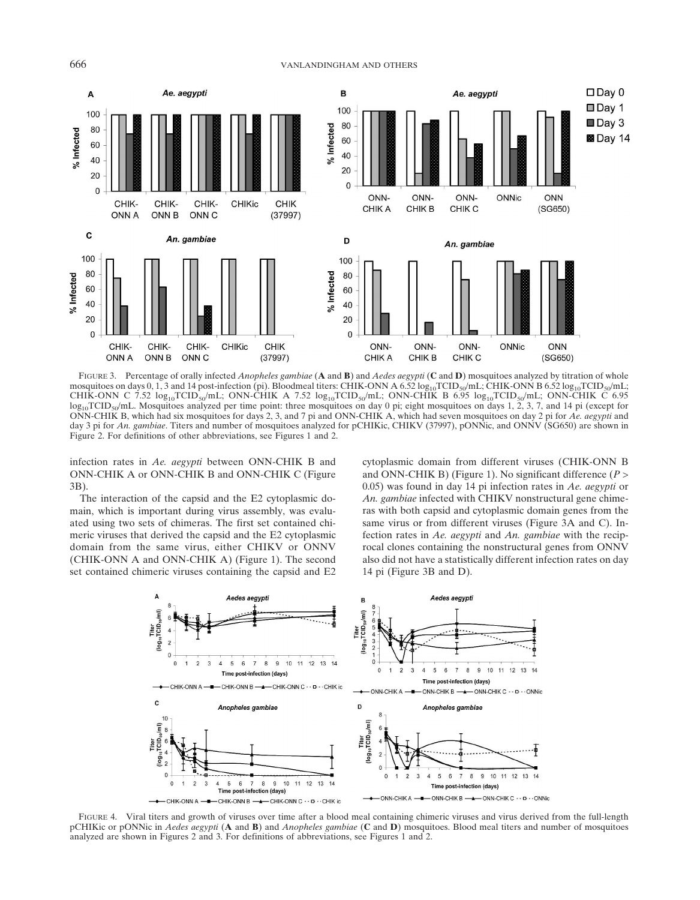FIGURE 3. Percentage of orally infected *Anopheles gambiae* (**A** and **B**) and *Aedes aegypti* (**C** and **D**) mosquitoes analyzed by titration of whole mosquitoes on days 0, 1, 3 and 14 post-infection (pi). Bloodmeal titers: CHIK-ONN A 6.52 $\log_{10}$TCID$_{50}$/mL; CHIK-ONN B 6.52 $\log_{10}$TCID$_{50}$/mL; CHIK-ONN C 7.52 $\log_{10}$TCID$_{50}$/mL; ONN-CHIK A 7.52 $\log_{10}$TCID$_{50}$/mL; ONN-CHIK B 6.95 $\log_{10}$TCID$_{50}$/mL; ONN-CHIK C 6.95 $\log_{10}$TCID$_{50}$/mL. Mosquitoes analyzed per time point: three mosquitoes on day 0 pi; eight mosquitoes on days 1, 2, 3, 7, and 14 pi (except for ONN-CHIK B, which had six mosquitoes for days 2, 3, and 7 pi and ONN-CHIK A, which had seven mosquitoes on day 2 pi for *Ae. aegypti* and day 3 pi for *An. gambiae*. Titers and number of mosquitoes analyzed for pCHIKic, CHIKV (37997), pONNic, and ONNV (SG650) are shown in Figure 2. For definitions of other abbreviations, see Figures 1 and 2.

infection rates in *Ae. aegypti* between ONN-CHIK B and ONN-CHIK A or ONN-CHIK B and ONN-CHIK C (Figure 3B).

The interaction of the capsid and the E2 cytoplasmic domain, which is important during virus assembly, was evaluated using two sets of chimeras. The first set contained chimeric viruses that derived the capsid and the E2 cytoplasmic domain from the same virus, either CHIKV or ONNV (CHIK-ONN A and ONN-CHIK A) (Figure 1). The second set contained chimeric viruses containing the capsid and E2 cytoplasmic domain from different viruses (CHIK-ONN B and ONN-CHIK B) (Figure 1). No significant difference ($P > 0.05$) was found in day 14 pi infection rates in *Ae. aegypti* or *An. gambiae* infected with CHIKV nonstructural gene chimeras with both capsid and cytoplasmic domain genes from the same virus or from different viruses (Figure 3A and C). Infection rates in *Ae. aegypti* and *An. gambiae* with the reciprocal clones containing the nonstructural genes from ONNV also did not have a statistically different infection rates on day 14 pi (Figure 3B and D).

FIGURE 4. Viral titers and growth of viruses over time after a blood meal containing chimeric viruses and virus derived from the full-length pCHIKic or pONNic in *Aedes aegypti* (**A** and **B**) and *Anopheles gambiae* (**C** and **D**) mosquitoes. Blood meal titers and number of mosquitoes analyzed are shown in Figures 2 and 3. For definitions of abbreviations, see Figures 1 and 2.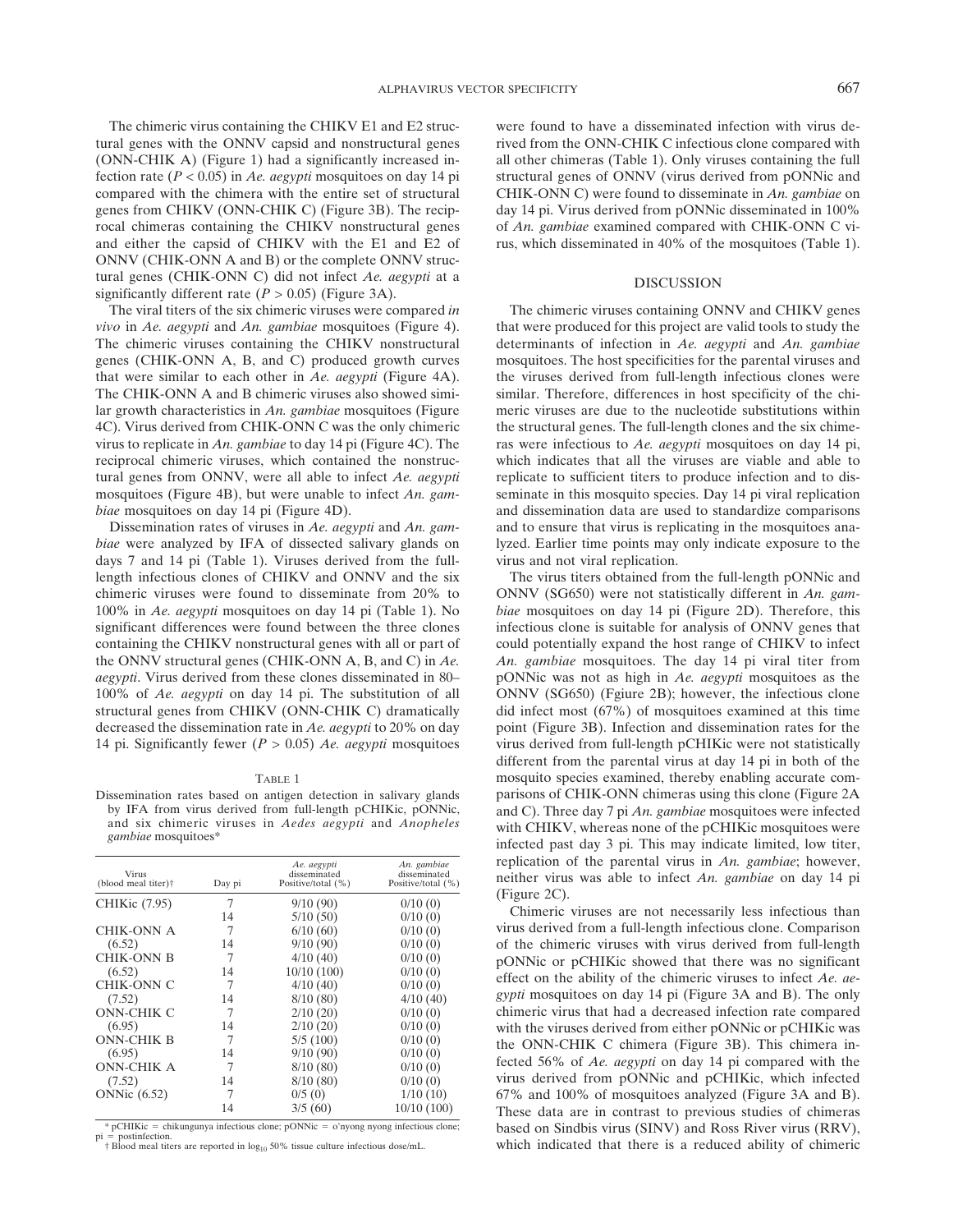The chimeric virus containing the CHIKV E1 and E2 structural genes with the ONNV capsid and nonstructural genes (ONN-CHIK A) (Figure 1) had a significantly increased infection rate ($P < 0.05$) in *Ae. aegypti* mosquitoes on day 14 pi compared with the chimera with the entire set of structural genes from CHIKV (ONN-CHIK C) (Figure 3B). The reciprocal chimeras containing the CHIKV nonstructural genes and either the capsid of CHIKV with the E1 and E2 of ONNV (CHIK-ONN A and B) or the complete ONNV structural genes (CHIK-ONN C) did not infect *Ae. aegypti* at a significantly different rate ($P > 0.05$) (Figure 3A).

The viral titers of the six chimeric viruses were compared *in vivo* in *Ae. aegypti* and *An. gambiae* mosquitoes (Figure 4). The chimeric viruses containing the CHIKV nonstructural genes (CHIK-ONN A, B, and C) produced growth curves that were similar to each other in *Ae. aegypti* (Figure 4A). The CHIK-ONN A and B chimeric viruses also showed similar growth characteristics in *An. gambiae* mosquitoes (Figure 4C). Virus derived from CHIK-ONN C was the only chimeric virus to replicate in *An. gambiae* to day 14 pi (Figure 4C). The reciprocal chimeric viruses, which contained the nonstructural genes from ONNV, were all able to infect *Ae. aegypti* mosquitoes (Figure 4B), but were unable to infect *An. gambiae* mosquitoes on day 14 pi (Figure 4D).

Dissemination rates of viruses in *Ae. aegypti* and *An. gambiae* were analyzed by IFA of dissected salivary glands on days 7 and 14 pi (Table 1). Viruses derived from the full-length infectious clones of CHIKV and ONNV and the six chimeric viruses were found to disseminate from 20% to 100% in *Ae. aegypti* mosquitoes on day 14 pi (Table 1). No significant differences were found between the three clones containing the CHIKV nonstructural genes with all or part of the ONNV structural genes (CHIK-ONN A, B, and C) in *Ae. aegypti*. Virus derived from these clones disseminated in 80–100% of *Ae. aegypti* mosquitoes on day 14 pi. The substitution of all structural genes from CHIKV (ONN-CHIK C) dramatically decreased the dissemination rate in *Ae. aegypti* to 20% on day 14 pi. Significantly fewer ($P > 0.05$) *Ae. aegypti* mosquitoes were found to have a disseminated infection with virus derived from the ONN-CHIK C infectious clone compared with all other chimeras (Table 1). Only viruses containing the full structural genes of ONNV (virus derived from pONNic and CHIK-ONN C) were found to disseminate in *An. gambiae* on day 14 pi. Virus derived from pONNic disseminated in 100% of *An. gambiae* examined compared with CHIK-ONN C virus, which disseminated in 40% of the mosquitoes (Table 1).

Table 1

Dissemination rates based on antigen detection in salivary glands by IFA from virus derived from full-length pCHIKic, pONNic, and six chimeric viruses in *Aedes aegypti* and *Anopheles gambiae* mosquitoes*

| Virus (blood meal titer)† | Day pi | *Ae. aegypti* disseminated Positive/total (%) | *An. gambiae* disseminated Positive/total (%) |
|---|---|---|---|
| CHIKic (7.95) | 7 | 9/10 (90) | 0/10 (0) |
| | 14 | 5/10 (50) | 0/10 (0) |
| CHIK-ONN A | 7 | 6/10 (60) | 0/10 (0) |
| (6.52) | 14 | 9/10 (90) | 0/10 (0) |
| CHIK-ONN B | 7 | 4/10 (40) | 0/10 (0) |
| (6.52) | 14 | 10/10 (100) | 0/10 (0) |
| CHIK-ONN C | 7 | 4/10 (40) | 0/10 (0) |
| (7.52) | 14 | 8/10 (80) | 4/10 (40) |
| ONN-CHIK C | 7 | 2/10 (20) | 0/10 (0) |
| (6.95) | 14 | 2/10 (20) | 0/10 (0) |
| ONN-CHIK B | 7 | 5/5 (100) | 0/10 (0) |
| (6.95) | 14 | 9/10 (90) | 0/10 (0) |
| ONN-CHIK A | 7 | 8/10 (80) | 0/10 (0) |
| (7.52) | 14 | 8/10 (80) | 0/10 (0) |
| ONNic (6.52) | 7 | 0/5 (0) | 1/10 (10) |
| | 14 | 3/5 (60) | 10/10 (100) |

* pCHIKic = chikungunya infectious clone; pONNic = o'nyong nyong infectious clone; pi = postinfection.
† Blood meal titers are reported in $\log_{10}$ 50% tissue culture infectious dose/mL.

## DISCUSSION

The chimeric viruses containing ONNV and CHIKV genes that were produced for this project are valid tools to study the determinants of infection in *Ae. aegypti* and *An. gambiae* mosquitoes. The host specificities for the parental viruses and the viruses derived from full-length infectious clones were similar. Therefore, differences in host specificity of the chimeric viruses are due to the nucleotide substitutions within the structural genes. The full-length clones and the six chimeras were infectious to *Ae. aegypti* mosquitoes on day 14 pi, which indicates that all the viruses are viable and able to replicate to sufficient titers to produce infection and to disseminate in this mosquito species. Day 14 pi viral replication and dissemination data are used to standardize comparisons and to ensure that virus is replicating in the mosquitoes analyzed. Earlier time points may only indicate exposure to the virus and not viral replication.

The virus titers obtained from the full-length pONNic and ONNV (SG650) were not statistically different in *An. gambiae* mosquitoes on day 14 pi (Figure 2D). Therefore, this infectious clone is suitable for analysis of ONNV genes that could potentially expand the host range of CHIKV to infect *An. gambiae* mosquitoes. The day 14 pi viral titer from pONNic was not as high in *Ae. aegypti* mosquitoes as the ONNV (SG650) (Fgiure 2B); however, the infectious clone did infect most (67%) of mosquitoes examined at this time point (Figure 3B). Infection and dissemination rates for the virus derived from full-length pCHIKic were not statistically different from the parental virus at day 14 pi in both of the mosquito species examined, thereby enabling accurate comparisons of CHIK-ONN chimeras using this clone (Figure 2A and C). Three day 7 pi *An. gambiae* mosquitoes were infected with CHIKV, whereas none of the pCHIKic mosquitoes were infected past day 3 pi. This may indicate limited, low titer, replication of the parental virus in *An. gambiae*; however, neither virus was able to infect *An. gambiae* on day 14 pi (Figure 2C).

Chimeric viruses are not necessarily less infectious than virus derived from a full-length infectious clone. Comparison of the chimeric viruses with virus derived from full-length pONNic or pCHIKic showed that there was no significant effect on the ability of the chimeric viruses to infect *Ae. aegypti* mosquitoes on day 14 pi (Figure 3A and B). The only chimeric virus that had a decreased infection rate compared with the viruses derived from either pONNic or pCHIKic was the ONN-CHIK C chimera (Figure 3B). This chimera infected 56% of *Ae. aegypti* on day 14 pi compared with the virus derived from pONNic and pCHIKic, which infected 67% and 100% of mosquitoes analyzed (Figure 3A and B). These data are in contrast to previous studies of chimeras based on Sindbis virus (SINV) and Ross River virus (RRV), which indicated that there is a reduced ability of chimeric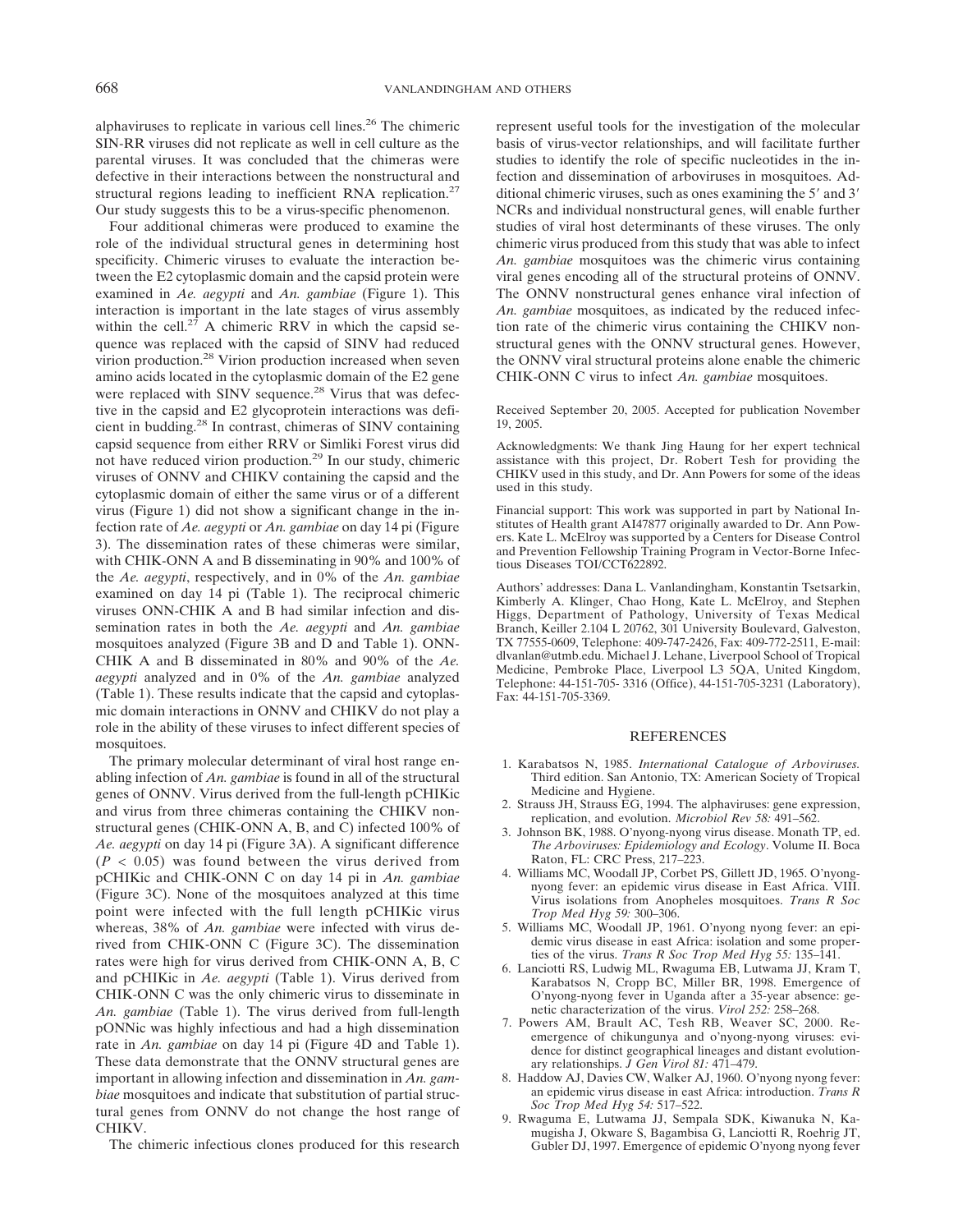alphaviruses to replicate in various cell lines.[26] The chimeric SIN-RR viruses did not replicate as well in cell culture as the parental viruses. It was concluded that the chimeras were defective in their interactions between the nonstructural and structural regions leading to inefficient RNA replication.[27] Our study suggests this to be a virus-specific phenomenon.

Four additional chimeras were produced to examine the role of the individual structural genes in determining host specificity. Chimeric viruses to evaluate the interaction between the E2 cytoplasmic domain and the capsid protein were examined in *Ae. aegypti* and *An. gambiae* (Figure 1). This interaction is important in the late stages of virus assembly within the cell.[27] A chimeric RRV in which the capsid sequence was replaced with the capsid of SINV had reduced virion production.[28] Virion production increased when seven amino acids located in the cytoplasmic domain of the E2 gene were replaced with SINV sequence.[28] Virus that was defective in the capsid and E2 glycoprotein interactions was deficient in budding.[28] In contrast, chimeras of SINV containing capsid sequence from either RRV or Simliki Forest virus did not have reduced virion production.[29] In our study, chimeric viruses of ONNV and CHIKV containing the capsid and the cytoplasmic domain of either the same virus or of a different virus (Figure 1) did not show a significant change in the infection rate of *Ae. aegypti* or *An. gambiae* on day 14 pi (Figure 3). The dissemination rates of these chimeras were similar, with CHIK-ONN A and B disseminating in 90% and 100% of the *Ae. aegypti*, respectively, and in 0% of the *An. gambiae* examined on day 14 pi (Table 1). The reciprocal chimeric viruses ONN-CHIK A and B had similar infection and dissemination rates in both the *Ae. aegypti* and *An. gambiae* mosquitoes analyzed (Figure 3B and D and Table 1). ONN-CHIK A and B disseminated in 80% and 90% of the *Ae. aegypti* analyzed and in 0% of the *An. gambiae* analyzed (Table 1). These results indicate that the capsid and cytoplasmic domain interactions in ONNV and CHIKV do not play a role in the ability of these viruses to infect different species of mosquitoes.

The primary molecular determinant of viral host range enabling infection of *An. gambiae* is found in all of the structural genes of ONNV. Virus derived from the full-length pCHIKic and virus from three chimeras containing the CHIKV nonstructural genes (CHIK-ONN A, B, and C) infected 100% of *Ae. aegypti* on day 14 pi (Figure 3A). A significant difference ($P < 0.05$) was found between the virus derived from pCHIKic and CHIK-ONN C on day 14 pi in *An. gambiae* (Figure 3C). None of the mosquitoes analyzed at this time point were infected with the full length pCHIKic virus whereas, 38% of *An. gambiae* were infected with virus derived from CHIK-ONN C (Figure 3C). The dissemination rates were high for virus derived from CHIK-ONN A, B, C and pCHIKic in *Ae. aegypti* (Table 1). Virus derived from CHIK-ONN C was the only chimeric virus to disseminate in *An. gambiae* (Table 1). The virus derived from full-length pONNic was highly infectious and had a high dissemination rate in *An. gambiae* on day 14 pi (Figure 4D and Table 1). These data demonstrate that the ONNV structural genes are important in allowing infection and dissemination in *An. gambiae* mosquitoes and indicate that substitution of partial structural genes from ONNV do not change the host range of CHIKV.

The chimeric infectious clones produced for this research represent useful tools for the investigation of the molecular basis of virus-vector relationships, and will facilitate further studies to identify the role of specific nucleotides in the infection and dissemination of arboviruses in mosquitoes. Additional chimeric viruses, such as ones examining the 5′ and 3′ NCRs and individual nonstructural genes, will enable further studies of viral host determinants of these viruses. The only chimeric virus produced from this study that was able to infect *An. gambiae* mosquitoes was the chimeric virus containing viral genes encoding all of the structural proteins of ONNV. The ONNV nonstructural genes enhance viral infection of *An. gambiae* mosquitoes, as indicated by the reduced infection rate of the chimeric virus containing the CHIKV nonstructural genes with the ONNV structural genes. However, the ONNV viral structural proteins alone enable the chimeric CHIK-ONN C virus to infect *An. gambiae* mosquitoes.

Received September 20, 2005. Accepted for publication November 19, 2005.

Acknowledgments: We thank Jing Haung for her expert technical assistance with this project, Dr. Robert Tesh for providing the CHIKV used in this study, and Dr. Ann Powers for some of the ideas used in this study.

Financial support: This work was supported in part by National Institutes of Health grant AI47877 originally awarded to Dr. Ann Powers. Kate L. McElroy was supported by a Centers for Disease Control and Prevention Fellowship Training Program in Vector-Borne Infectious Diseases TOI/CCT622892.

Authors' addresses: Dana L. Vanlandingham, Konstantin Tsetsarkin, Kimberly A. Klinger, Chao Hong, Kate L. McElroy, and Stephen Higgs, Department of Pathology, University of Texas Medical Branch, Keiller 2.104 L 20762, 301 University Boulevard, Galveston, TX 77555-0609, Telephone: 409-747-2426, Fax: 409-772-2511, E-mail: dlvanlan@utmb.edu. Michael J. Lehane, Liverpool School of Tropical Medicine, Pembroke Place, Liverpool L3 5QA, United Kingdom, Telephone: 44-151-705- 3316 (Office), 44-151-705-3231 (Laboratory), Fax: 44-151-705-3369.

## REFERENCES

1. Karabatsos N, 1985. *International Catalogue of Arboviruses.* Third edition. San Antonio, TX: American Society of Tropical Medicine and Hygiene.
2. Strauss JH, Strauss EG, 1994. The alphaviruses: gene expression, replication, and evolution. *Microbiol Rev 58:* 491–562.
3. Johnson BK, 1988. O'nyong-nyong virus disease. Monath TP, ed. *The Arboviruses: Epidemiology and Ecology*. Volume II. Boca Raton, FL: CRC Press, 217–223.
4. Williams MC, Woodall JP, Corbet PS, Gillett JD, 1965. O'nyong-nyong fever: an epidemic virus disease in East Africa. VIII. Virus isolations from Anopheles mosquitoes. *Trans R Soc Trop Med Hyg 59:* 300–306.
5. Williams MC, Woodall JP, 1961. O'nyong nyong fever: an epidemic virus disease in east Africa: isolation and some properties of the virus. *Trans R Soc Trop Med Hyg 55:* 135–141.
6. Lanciotti RS, Ludwig ML, Rwaguma EB, Lutwama JJ, Kram T, Karabatsos N, Cropp BC, Miller BR, 1998. Emergence of O'nyong-nyong fever in Uganda after a 35-year absence: genetic characterization of the virus. *Virol 252:* 258–268.
7. Powers AM, Brault AC, Tesh RB, Weaver SC, 2000. Re-emergence of chikungunya and o'nyong-nyong viruses: evidence for distinct geographical lineages and distant evolutionary relationships. *J Gen Virol 81:* 471–479.
8. Haddow AJ, Davies CW, Walker AJ, 1960. O'nyong nyong fever: an epidemic virus disease in east Africa: introduction. *Trans R Soc Trop Med Hyg 54:* 517–522.
9. Rwaguma E, Lutwama JJ, Sempala SDK, Kiwanuka N, Kamugisha J, Okware S, Bagambisa G, Lanciotti R, Roehrig JT, Gubler DJ, 1997. Emergence of epidemic O'nyong nyong fever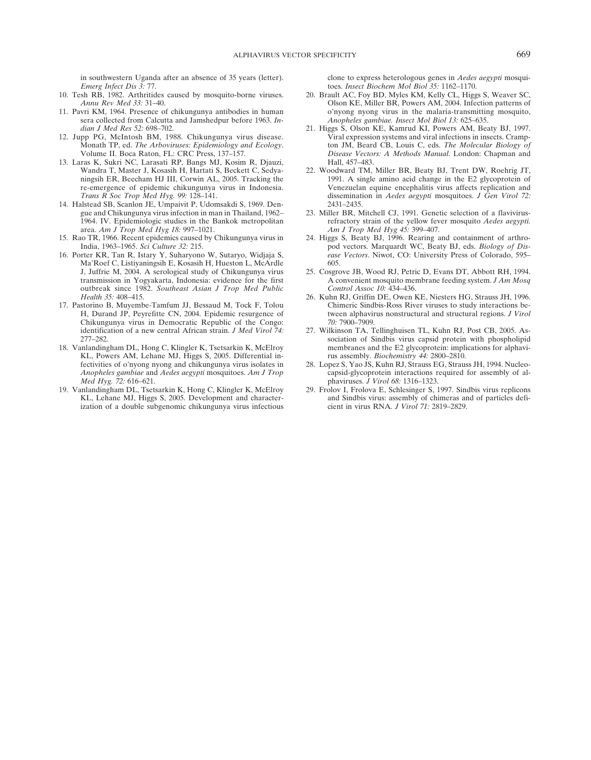in southwestern Uganda after an absence of 35 years (letter). *Emerg Infect Dis 3:* 77.

10. Tesh RB, 1982. Arthritides caused by mosquito-borne viruses. *Annu Rev Med 33:* 31–40.
11. Pavri KM, 1964. Presence of chikungunya antibodies in human sera collected from Calcutta and Jamshedpur before 1963. *Indian J Med Res 52:* 698–702.
12. Jupp PG, McIntosh BM, 1988. Chikungunya virus disease. Monath TP, ed. *The Arboviruses: Epidemiology and Ecology*. Volume II. Boca Raton, FL: CRC Press, 137–157.
13. Laras K, Sukri NC, Larasati RP, Bangs MJ, Kosim R, Djauzi, Wandra T, Master J, Kosasih H, Hartati S, Beckett C, Sedyaningsih ER, Beecham HJ III, Corwin AL, 2005. Tracking the re-emergence of epidemic chikungunya virus in Indonesia. *Trans R Soc Trop Med Hyg. 99:* 128–141.
14. Halstead SB, Scanlon JE, Umpaivit P, Udomsakdi S, 1969. Dengue and Chikungunya virus infection in man in Thailand, 1962–1964. IV. Epidemiologic studies in the Bankok metropolitan area. *Am J Trop Med Hyg 18:* 997–1021.
15. Rao TR, 1966. Recent epidemics caused by Chikungunya virus in India, 1963–1965. *Sci Culture 32:* 215.
16. Porter KR, Tan R, Istary Y, Suharyono W, Sutaryo, Widjaja S, Ma'Roef C, Listiyaningsih E, Kosasih H, Hueston L, McArdle J, Juffrie M, 2004. A serological study of Chikungunya virus transmission in Yogyakarta, Indonesia: evidence for the first outbreak since 1982. *Southeast Asian J Trop Med Public Health 35:* 408–415.
17. Pastorino B, Muyembe-Tamfum JJ, Bessaud M, Tock F, Tolou H, Durand JP, Peyrefitte CN, 2004. Epidemic resurgence of Chikungunya virus in Democratic Republic of the Congo: identification of a new central African strain. *J Med Virol 74:* 277–282.
18. Vanlandingham DL, Hong C, Klingler K, Tsetsarkin K, McElroy KL, Powers AM, Lehane MJ, Higgs S, 2005. Differential infectivities of o'nyong nyong and chikungunya virus isolates in *Anopheles gambiae* and *Aedes aegypti* mosquitoes. *Am J Trop Med Hyg. 72:* 616–621.
19. Vanlandingham DL, Tsetsarkin K, Hong C, Klingler K, McElroy KL, Lehane MJ, Higgs S, 2005. Development and characterization of a double subgenomic chikungunya virus infectious clone to express heterologous genes in *Aedes aegypti* mosquitoes. *Insect Biochem Mol Biol 35:* 1162–1170.
20. Brault AC, Foy BD, Myles KM, Kelly CL, Higgs S, Weaver SC, Olson KE, Miller BR, Powers AM, 2004. Infection patterns of o'nyong nyong virus in the malaria-transmitting mosquito, *Anopheles gambiae. Insect Mol Biol 13:* 625–635.
21. Higgs S, Olson KE, Kamrud KI, Powers AM, Beaty BJ, 1997. Viral expression systems and viral infections in insects. Crampton JM, Beard CB, Louis C, eds. *The Molecular Biology of Disease Vectors: A Methods Manual*. London: Chapman and Hall, 457–483.
22. Woodward TM, Miller BR, Beaty BJ, Trent DW, Roehrig JT, 1991. A single amino acid change in the E2 glycoprotein of Venezuelan equine encephalitis virus affects replication and dissemination in *Aedes aegypti* mosquitoes. *J Gen Virol 72:* 2431–2435.
23. Miller BR, Mitchell CJ, 1991. Genetic selection of a flavivirus-refractory strain of the yellow fever mosquito *Aedes aegypti. Am J Trop Med Hyg 45:* 399–407.
24. Higgs S, Beaty BJ, 1996. Rearing and containment of arthropod vectors. Marquardt WC, Beaty BJ, eds. *Biology of Disease Vectors*. Niwot, CO: University Press of Colorado, 595–605.
25. Cosgrove JB, Wood RJ, Petric D, Evans DT, Abbott RH, 1994. A convenient mosquito membrane feeding system. *J Am Mosq Control Assoc 10:* 434–436.
26. Kuhn RJ, Griffin DE, Owen KE, Niesters HG, Strauss JH, 1996. Chimeric Sindbis-Ross River viruses to study interactions between alphavirus nonstructural and structural regions. *J Virol 70:* 7900–7909.
27. Wilkinson TA, Tellinghuisen TL, Kuhn RJ, Post CB, 2005. Association of Sindbis virus capsid protein with phospholipid membranes and the E2 glycoprotein: implications for alphavirus assembly. *Biochemistry 44:* 2800–2810.
28. Lopez S, Yao JS, Kuhn RJ, Strauss EG, Strauss JH, 1994. Nucleocapsid-glycoprotein interactions required for assembly of alphaviruses. *J Virol 68:* 1316–1323.
29. Frolov I, Frolova E, Schlesinger S, 1997. Sindbis virus replicons and Sindbis virus: assembly of chimeras and of particles deficient in virus RNA. *J Virol 71:* 2819–2829.